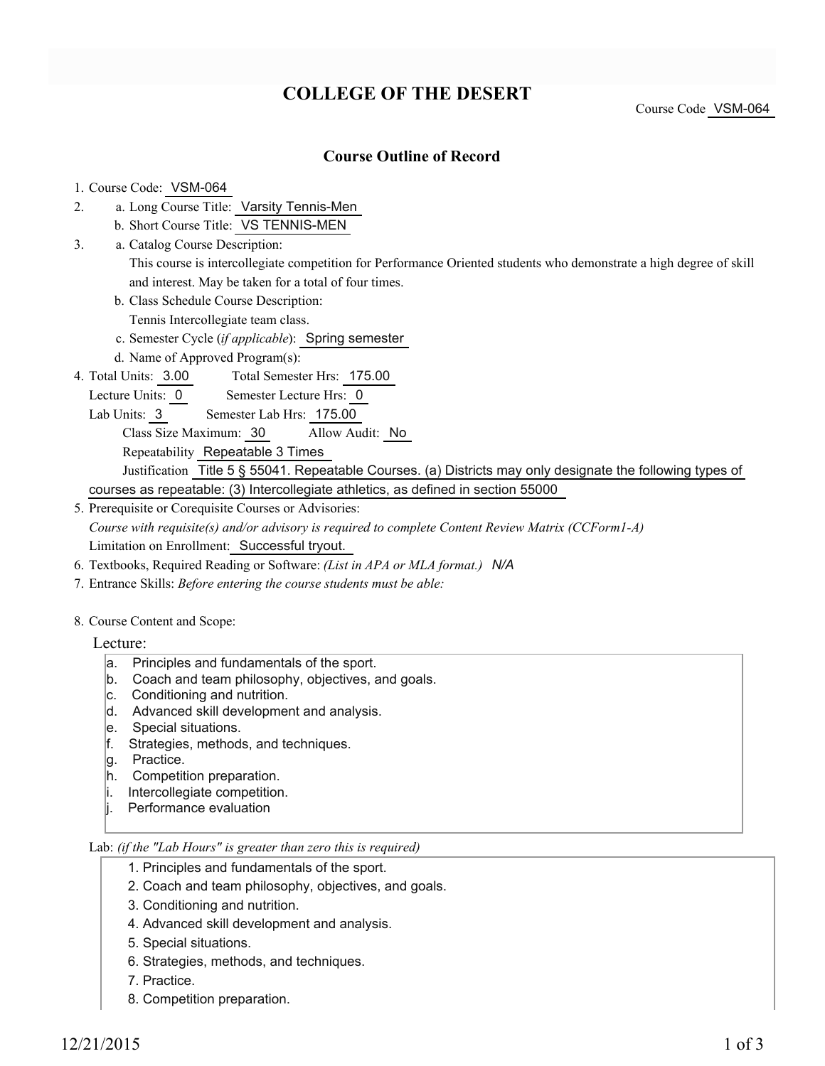# COLLEGE OF THE DESERT

Course Code VSM-064

## Course Outline of Record

1. Course Code: VSM-064
2. a. Long Course Title: Varsity Tennis-Men
   b. Short Course Title: VS TENNIS-MEN
3. a. Catalog Course Description:
   This course is intercollegiate competition for Performance Oriented students who demonstrate a high degree of skill and interest. May be taken for a total of four times.
   b. Class Schedule Course Description:
   Tennis Intercollegiate team class.
   c. Semester Cycle (*if applicable*): Spring semester
   d. Name of Approved Program(s):
4. Total Units: 3.00 Total Semester Hrs: 175.00
   Lecture Units: 0 Semester Lecture Hrs: 0
   Lab Units: 3 Semester Lab Hrs: 175.00
   Class Size Maximum: 30 Allow Audit: No
   Repeatability Repeatable 3 Times
   Justification Title 5 § 55041. Repeatable Courses. (a) Districts may only designate the following types of courses as repeatable: (3) Intercollegiate athletics, as defined in section 55000
5. Prerequisite or Corequisite Courses or Advisories:
   *Course with requisite(s) and/or advisory is required to complete Content Review Matrix (CCForm1-A)*
   Limitation on Enrollment: Successful tryout.
6. Textbooks, Required Reading or Software: *(List in APA or MLA format.)* *N/A*
7. Entrance Skills: *Before entering the course students must be able:*
8. Course Content and Scope:

Lecture:

a. Principles and fundamentals of the sport.
b. Coach and team philosophy, objectives, and goals.
c. Conditioning and nutrition.
d. Advanced skill development and analysis.
e. Special situations.
f. Strategies, methods, and techniques.
g. Practice.
h. Competition preparation.
i. Intercollegiate competition.
j. Performance evaluation

Lab: *(if the "Lab Hours" is greater than zero this is required)*

1. Principles and fundamentals of the sport.
2. Coach and team philosophy, objectives, and goals.
3. Conditioning and nutrition.
4. Advanced skill development and analysis.
5. Special situations.
6. Strategies, methods, and techniques.
7. Practice.
8. Competition preparation.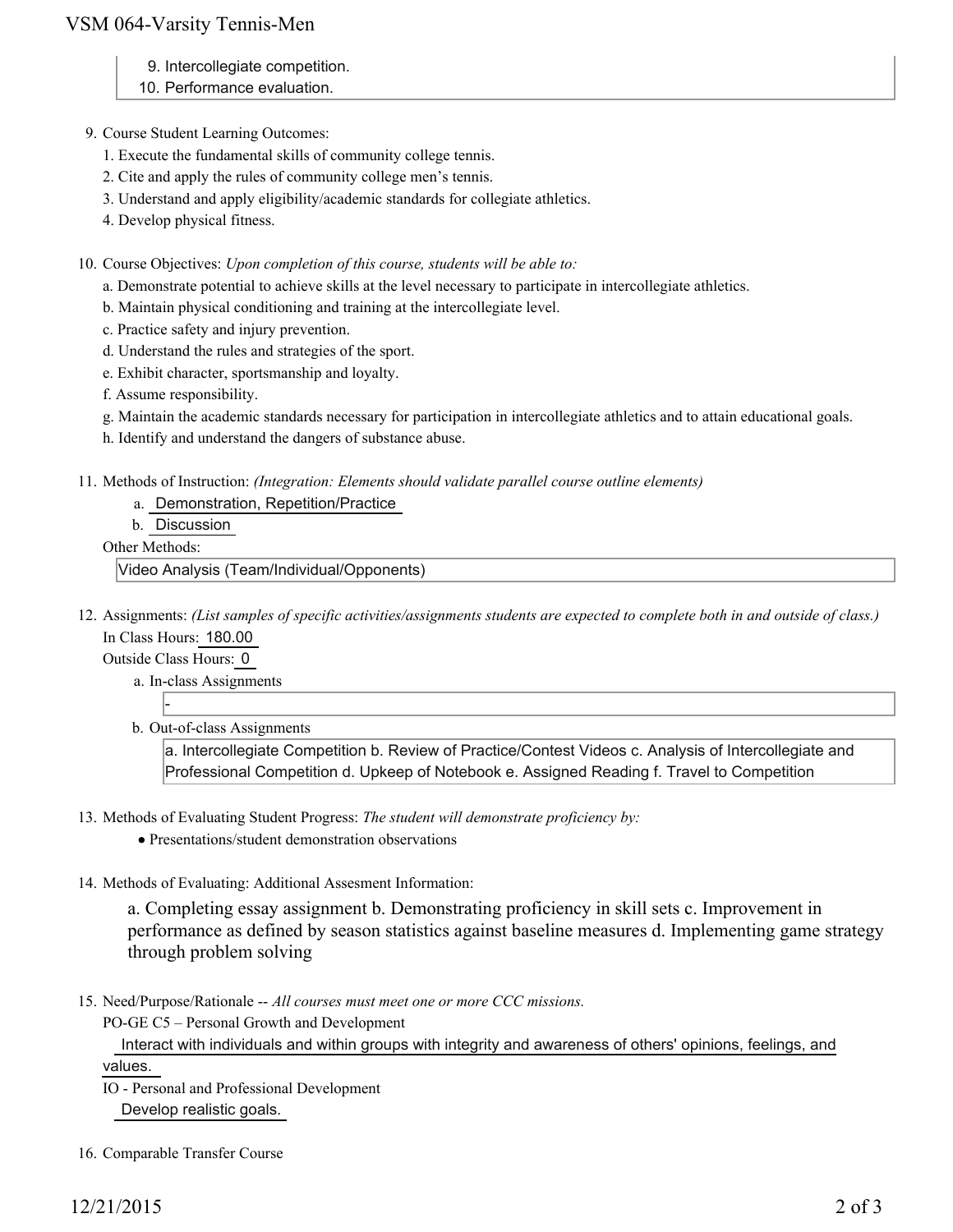9. Intercollegiate competition.
10. Performance evaluation.

9. Course Student Learning Outcomes:
   1. Execute the fundamental skills of community college tennis.
   2. Cite and apply the rules of community college men's tennis.
   3. Understand and apply eligibility/academic standards for collegiate athletics.
   4. Develop physical fitness.

10. Course Objectives: *Upon completion of this course, students will be able to:*
    a. Demonstrate potential to achieve skills at the level necessary to participate in intercollegiate athletics.
    b. Maintain physical conditioning and training at the intercollegiate level.
    c. Practice safety and injury prevention.
    d. Understand the rules and strategies of the sport.
    e. Exhibit character, sportsmanship and loyalty.
    f. Assume responsibility.
    g. Maintain the academic standards necessary for participation in intercollegiate athletics and to attain educational goals.
    h. Identify and understand the dangers of substance abuse.

11. Methods of Instruction: *(Integration: Elements should validate parallel course outline elements)*
    a. Demonstration, Repetition/Practice
    b. Discussion

    Other Methods:

    Video Analysis (Team/Individual/Opponents)

12. Assignments: *(List samples of specific activities/assignments students are expected to complete both in and outside of class.)*

    In Class Hours: 180.00

    Outside Class Hours: 0

    a. In-class Assignments

       -

    b. Out-of-class Assignments

       a. Intercollegiate Competition b. Review of Practice/Contest Videos c. Analysis of Intercollegiate and Professional Competition d. Upkeep of Notebook e. Assigned Reading f. Travel to Competition

13. Methods of Evaluating Student Progress: *The student will demonstrate proficiency by:*
    - Presentations/student demonstration observations

14. Methods of Evaluating: Additional Assesment Information:

    a. Completing essay assignment b. Demonstrating proficiency in skill sets c. Improvement in performance as defined by season statistics against baseline measures d. Implementing game strategy through problem solving

15. Need/Purpose/Rationale -- *All courses must meet one or more CCC missions.*

    PO-GE C5 – Personal Growth and Development

    Interact with individuals and within groups with integrity and awareness of others' opinions, feelings, and values.

    IO - Personal and Professional Development

    Develop realistic goals.

16. Comparable Transfer Course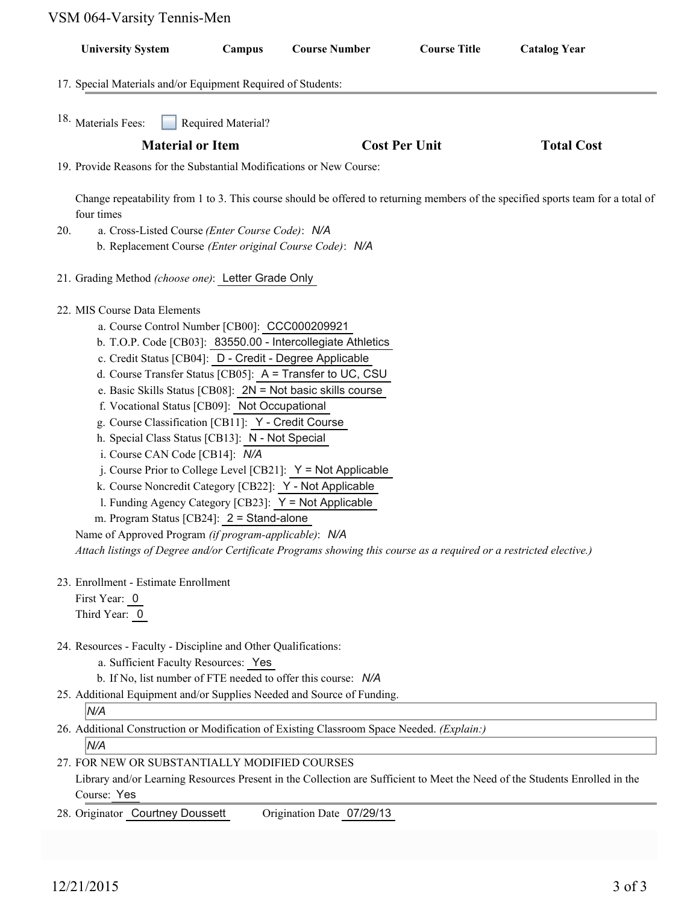# VSM 064-Varsity Tennis-Men

| University System | Campus | Course Number | Course Title | Catalog Year |
|---|---|---|---|---|

17. Special Materials and/or Equipment Required of Students:

18. Materials Fees: ☐ Required Material?

| Material or Item | Cost Per Unit | Total Cost |
|---|---|---|

19. Provide Reasons for the Substantial Modifications or New Course:

    Change repeatability from 1 to 3. This course should be offered to returning members of the specified sports team for a total of four times

20. a. Cross-Listed Course *(Enter Course Code)*: *N/A*
    b. Replacement Course *(Enter original Course Code)*: *N/A*

21. Grading Method *(choose one)*: Letter Grade Only

22. MIS Course Data Elements
    a. Course Control Number [CB00]: CCC000209921
    b. T.O.P. Code [CB03]: 83550.00 - Intercollegiate Athletics
    c. Credit Status [CB04]: D - Credit - Degree Applicable
    d. Course Transfer Status [CB05]: A = Transfer to UC, CSU
    e. Basic Skills Status [CB08]: 2N = Not basic skills course
    f. Vocational Status [CB09]: Not Occupational
    g. Course Classification [CB11]: Y - Credit Course
    h. Special Class Status [CB13]: N - Not Special
    i. Course CAN Code [CB14]: *N/A*
    j. Course Prior to College Level [CB21]: Y = Not Applicable
    k. Course Noncredit Category [CB22]: Y - Not Applicable
    l. Funding Agency Category [CB23]: Y = Not Applicable
    m. Program Status [CB24]: 2 = Stand-alone

    Name of Approved Program *(if program-applicable)*: *N/A*
    *Attach listings of Degree and/or Certificate Programs showing this course as a required or a restricted elective.)*

23. Enrollment - Estimate Enrollment
    First Year: 0
    Third Year: 0

24. Resources - Faculty - Discipline and Other Qualifications:
    a. Sufficient Faculty Resources: Yes
    b. If No, list number of FTE needed to offer this course: *N/A*

25. Additional Equipment and/or Supplies Needed and Source of Funding.
    *N/A*

26. Additional Construction or Modification of Existing Classroom Space Needed. *(Explain:)*
    *N/A*

27. FOR NEW OR SUBSTANTIALLY MODIFIED COURSES
    Library and/or Learning Resources Present in the Collection are Sufficient to Meet the Need of the Students Enrolled in the Course: Yes

28. Originator Courtney Doussett Origination Date 07/29/13

12/21/2015